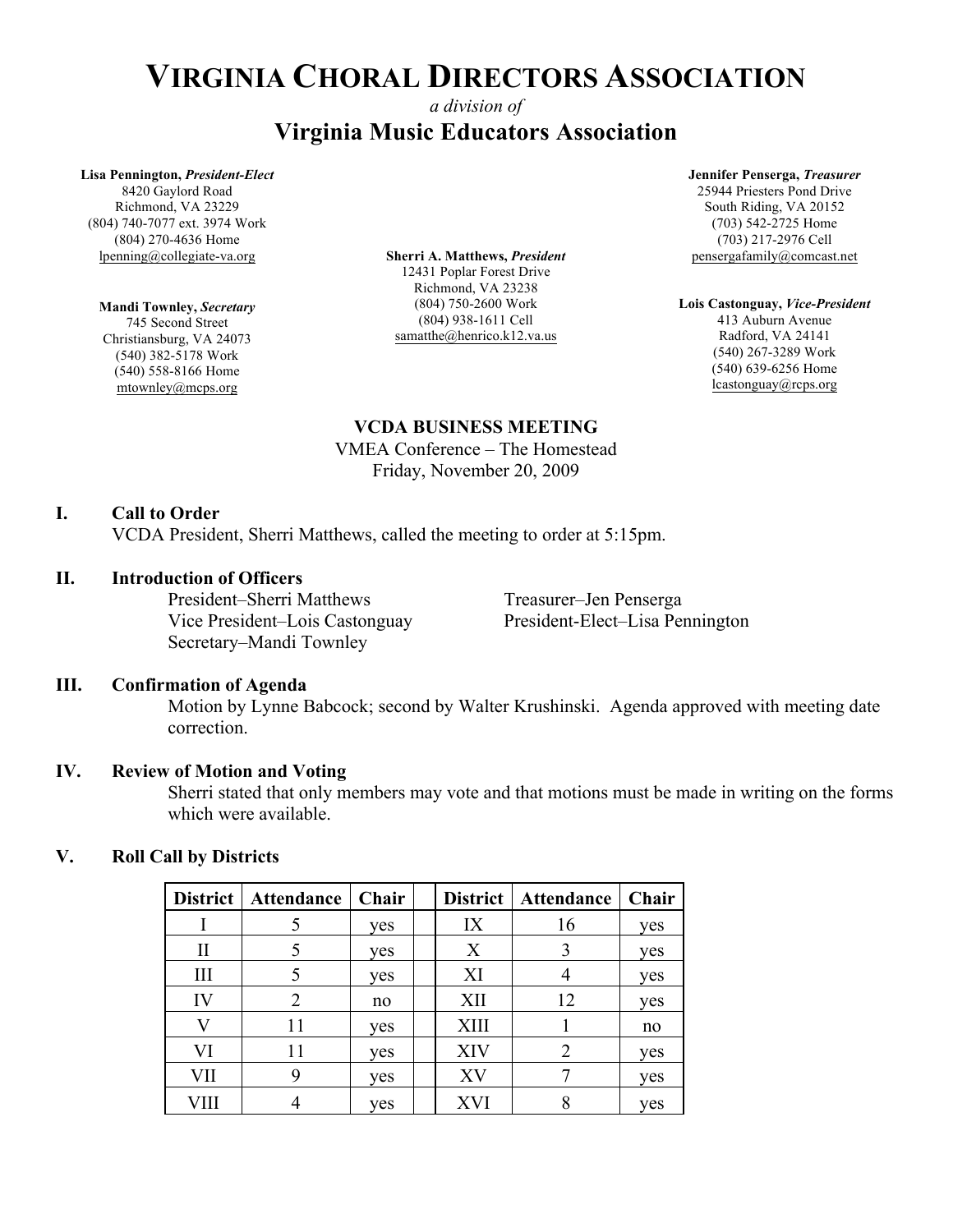# VIRGINIA CHORAL DIRECTORS ASSOCIATION

*a division of*

## Virginia Music Educators Association

**Lisa Pennington, *President-Elect***
8420 Gaylord Road
Richmond, VA 23229
(804) 740-7077 ext. 3974 Work
(804) 270-4636 Home
lpenning@collegiate-va.org

**Mandi Townley, *Secretary***
745 Second Street
Christiansburg, VA 24073
(540) 382-5178 Work
(540) 558-8166 Home
mtownley@mcps.org

**Sherri A. Matthews, *President***
12431 Poplar Forest Drive
Richmond, VA 23238
(804) 750-2600 Work
(804) 938-1611 Cell
samatthe@henrico.k12.va.us

**Jennifer Penserga, *Treasurer***
25944 Priesters Pond Drive
South Riding, VA 20152
(703) 542-2725 Home
(703) 217-2976 Cell
pensergafamily@comcast.net

**Lois Castonguay, *Vice-President***
413 Auburn Avenue
Radford, VA 24141
(540) 267-3289 Work
(540) 639-6256 Home
lcastonguay@rcps.org

**VCDA BUSINESS MEETING**
VMEA Conference – The Homestead
Friday, November 20, 2009

### I. Call to Order

VCDA President, Sherri Matthews, called the meeting to order at 5:15pm.

### II. Introduction of Officers

President–Sherri Matthews
Vice President–Lois Castonguay
Secretary–Mandi Townley
Treasurer–Jen Penserga
President-Elect–Lisa Pennington

### III. Confirmation of Agenda

Motion by Lynne Babcock; second by Walter Krushinski. Agenda approved with meeting date correction.

### IV. Review of Motion and Voting

Sherri stated that only members may vote and that motions must be made in writing on the forms which were available.

### V. Roll Call by Districts

| District | Attendance | Chair | | District | Attendance | Chair |
|---|---|---|---|---|---|---|
| I | 5 | yes | | IX | 16 | yes |
| II | 5 | yes | | X | 3 | yes |
| III | 5 | yes | | XI | 4 | yes |
| IV | 2 | no | | XII | 12 | yes |
| V | 11 | yes | | XIII | 1 | no |
| VI | 11 | yes | | XIV | 2 | yes |
| VII | 9 | yes | | XV | 7 | yes |
| VIII | 4 | yes | | XVI | 8 | yes |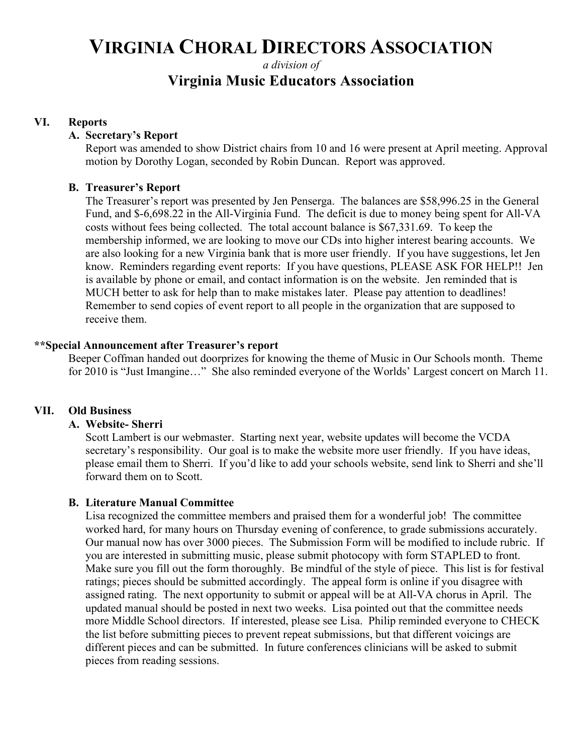# VIRGINIA CHORAL DIRECTORS ASSOCIATION

*a division of*

## Virginia Music Educators Association

### VI. Reports

**A. Secretary's Report**

Report was amended to show District chairs from 10 and 16 were present at April meeting. Approval motion by Dorothy Logan, seconded by Robin Duncan. Report was approved.

**B. Treasurer's Report**

The Treasurer's report was presented by Jen Penserga. The balances are $58,996.25 in the General Fund, and $-6,698.22 in the All-Virginia Fund. The deficit is due to money being spent for All-VA costs without fees being collected. The total account balance is $67,331.69. To keep the membership informed, we are looking to move our CDs into higher interest bearing accounts. We are also looking for a new Virginia bank that is more user friendly. If you have suggestions, let Jen know. Reminders regarding event reports: If you have questions, PLEASE ASK FOR HELP!! Jen is available by phone or email, and contact information is on the website. Jen reminded that is MUCH better to ask for help than to make mistakes later. Please pay attention to deadlines! Remember to send copies of event report to all people in the organization that are supposed to receive them.

**\*\*Special Announcement after Treasurer's report**

Beeper Coffman handed out doorprizes for knowing the theme of Music in Our Schools month. Theme for 2010 is "Just Imangine…" She also reminded everyone of the Worlds' Largest concert on March 11.

### VII. Old Business

**A. Website- Sherri**

Scott Lambert is our webmaster. Starting next year, website updates will become the VCDA secretary's responsibility. Our goal is to make the website more user friendly. If you have ideas, please email them to Sherri. If you'd like to add your schools website, send link to Sherri and she'll forward them on to Scott.

**B. Literature Manual Committee**

Lisa recognized the committee members and praised them for a wonderful job! The committee worked hard, for many hours on Thursday evening of conference, to grade submissions accurately. Our manual now has over 3000 pieces. The Submission Form will be modified to include rubric. If you are interested in submitting music, please submit photocopy with form STAPLED to front. Make sure you fill out the form thoroughly. Be mindful of the style of piece. This list is for festival ratings; pieces should be submitted accordingly. The appeal form is online if you disagree with assigned rating. The next opportunity to submit or appeal will be at All-VA chorus in April. The updated manual should be posted in next two weeks. Lisa pointed out that the committee needs more Middle School directors. If interested, please see Lisa. Philip reminded everyone to CHECK the list before submitting pieces to prevent repeat submissions, but that different voicings are different pieces and can be submitted. In future conferences clinicians will be asked to submit pieces from reading sessions.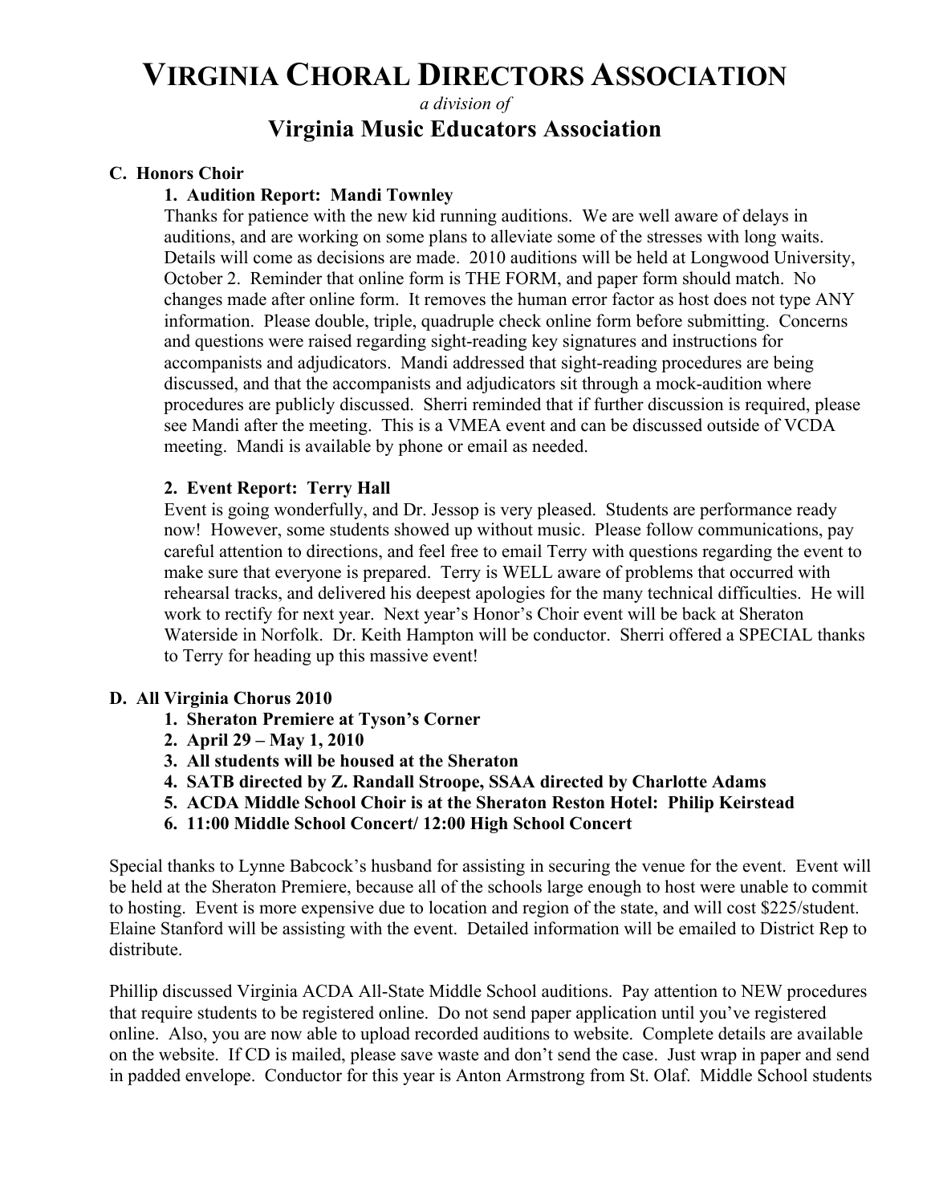# VIRGINIA CHORAL DIRECTORS ASSOCIATION

*a division of*

## Virginia Music Educators Association

**C. Honors Choir**

**1. Audition Report: Mandi Townley**

Thanks for patience with the new kid running auditions. We are well aware of delays in auditions, and are working on some plans to alleviate some of the stresses with long waits. Details will come as decisions are made. 2010 auditions will be held at Longwood University, October 2. Reminder that online form is THE FORM, and paper form should match. No changes made after online form. It removes the human error factor as host does not type ANY information. Please double, triple, quadruple check online form before submitting. Concerns and questions were raised regarding sight-reading key signatures and instructions for accompanists and adjudicators. Mandi addressed that sight-reading procedures are being discussed, and that the accompanists and adjudicators sit through a mock-audition where procedures are publicly discussed. Sherri reminded that if further discussion is required, please see Mandi after the meeting. This is a VMEA event and can be discussed outside of VCDA meeting. Mandi is available by phone or email as needed.

**2. Event Report: Terry Hall**

Event is going wonderfully, and Dr. Jessop is very pleased. Students are performance ready now! However, some students showed up without music. Please follow communications, pay careful attention to directions, and feel free to email Terry with questions regarding the event to make sure that everyone is prepared. Terry is WELL aware of problems that occurred with rehearsal tracks, and delivered his deepest apologies for the many technical difficulties. He will work to rectify for next year. Next year's Honor's Choir event will be back at Sheraton Waterside in Norfolk. Dr. Keith Hampton will be conductor. Sherri offered a SPECIAL thanks to Terry for heading up this massive event!

**D. All Virginia Chorus 2010**

1. **Sheraton Premiere at Tyson's Corner**
2. **April 29 – May 1, 2010**
3. **All students will be housed at the Sheraton**
4. **SATB directed by Z. Randall Stroope, SSAA directed by Charlotte Adams**
5. **ACDA Middle School Choir is at the Sheraton Reston Hotel: Philip Keirstead**
6. **11:00 Middle School Concert/ 12:00 High School Concert**

Special thanks to Lynne Babcock's husband for assisting in securing the venue for the event. Event will be held at the Sheraton Premiere, because all of the schools large enough to host were unable to commit to hosting. Event is more expensive due to location and region of the state, and will cost $225/student. Elaine Stanford will be assisting with the event. Detailed information will be emailed to District Rep to distribute.

Phillip discussed Virginia ACDA All-State Middle School auditions. Pay attention to NEW procedures that require students to be registered online. Do not send paper application until you've registered online. Also, you are now able to upload recorded auditions to website. Complete details are available on the website. If CD is mailed, please save waste and don't send the case. Just wrap in paper and send in padded envelope. Conductor for this year is Anton Armstrong from St. Olaf. Middle School students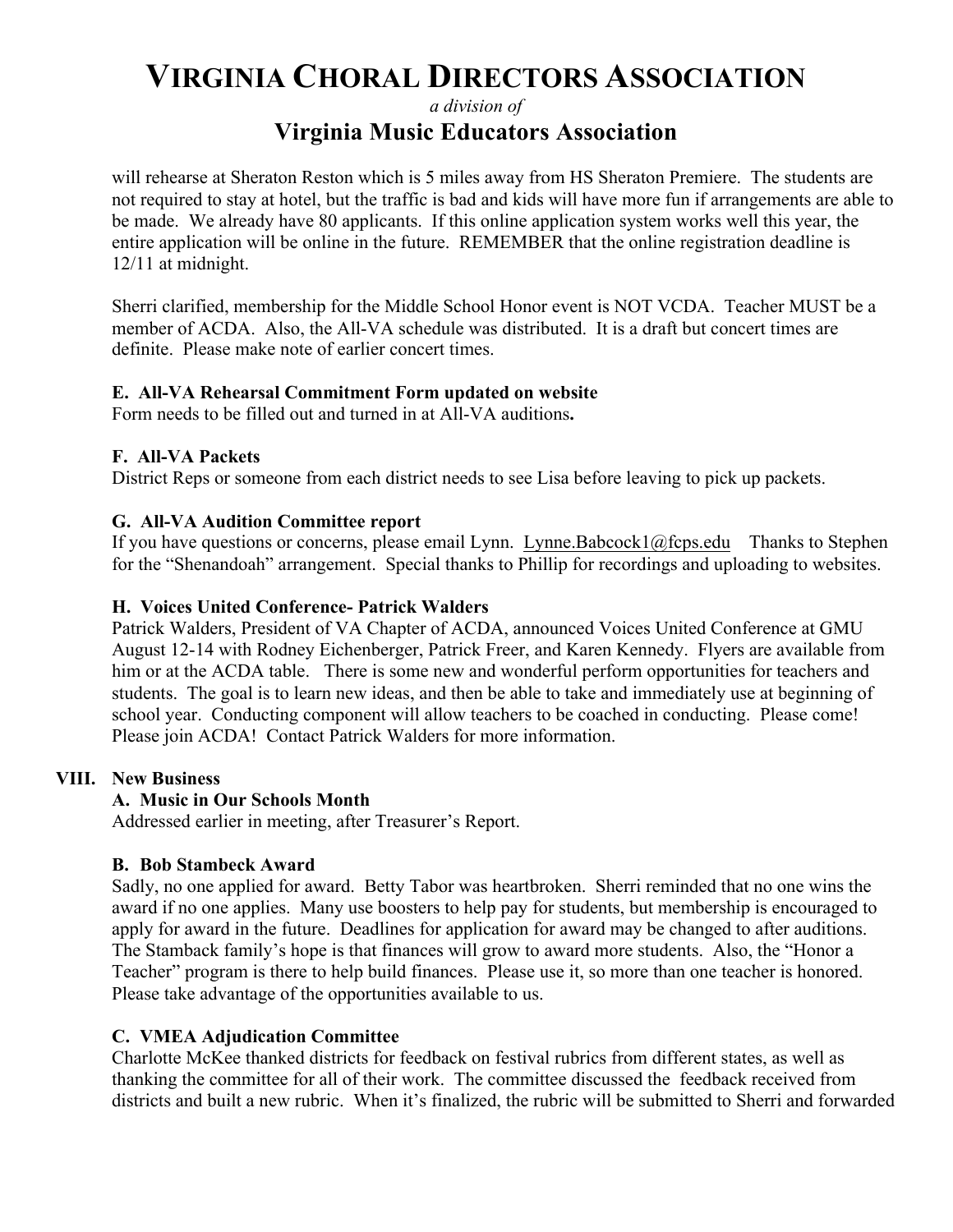will rehearse at Sheraton Reston which is 5 miles away from HS Sheraton Premiere. The students are not required to stay at hotel, but the traffic is bad and kids will have more fun if arrangements are able to be made. We already have 80 applicants. If this online application system works well this year, the entire application will be online in the future. REMEMBER that the online registration deadline is 12/11 at midnight.

Sherri clarified, membership for the Middle School Honor event is NOT VCDA. Teacher MUST be a member of ACDA. Also, the All-VA schedule was distributed. It is a draft but concert times are definite. Please make note of earlier concert times.

**E. All-VA Rehearsal Commitment Form updated on website**
Form needs to be filled out and turned in at All-VA auditions**.**

**F. All-VA Packets**
District Reps or someone from each district needs to see Lisa before leaving to pick up packets.

**G. All-VA Audition Committee report**
If you have questions or concerns, please email Lynn. Lynne.Babcock1@fcps.edu Thanks to Stephen for the "Shenandoah" arrangement. Special thanks to Phillip for recordings and uploading to websites.

**H. Voices United Conference- Patrick Walders**
Patrick Walders, President of VA Chapter of ACDA, announced Voices United Conference at GMU August 12-14 with Rodney Eichenberger, Patrick Freer, and Karen Kennedy. Flyers are available from him or at the ACDA table. There is some new and wonderful perform opportunities for teachers and students. The goal is to learn new ideas, and then be able to take and immediately use at beginning of school year. Conducting component will allow teachers to be coached in conducting. Please come! Please join ACDA! Contact Patrick Walders for more information.

## VIII. New Business

**A. Music in Our Schools Month**
Addressed earlier in meeting, after Treasurer's Report.

**B. Bob Stambeck Award**
Sadly, no one applied for award. Betty Tabor was heartbroken. Sherri reminded that no one wins the award if no one applies. Many use boosters to help pay for students, but membership is encouraged to apply for award in the future. Deadlines for application for award may be changed to after auditions. The Stamback family's hope is that finances will grow to award more students. Also, the "Honor a Teacher" program is there to help build finances. Please use it, so more than one teacher is honored. Please take advantage of the opportunities available to us.

**C. VMEA Adjudication Committee**
Charlotte McKee thanked districts for feedback on festival rubrics from different states, as well as thanking the committee for all of their work. The committee discussed the feedback received from districts and built a new rubric. When it's finalized, the rubric will be submitted to Sherri and forwarded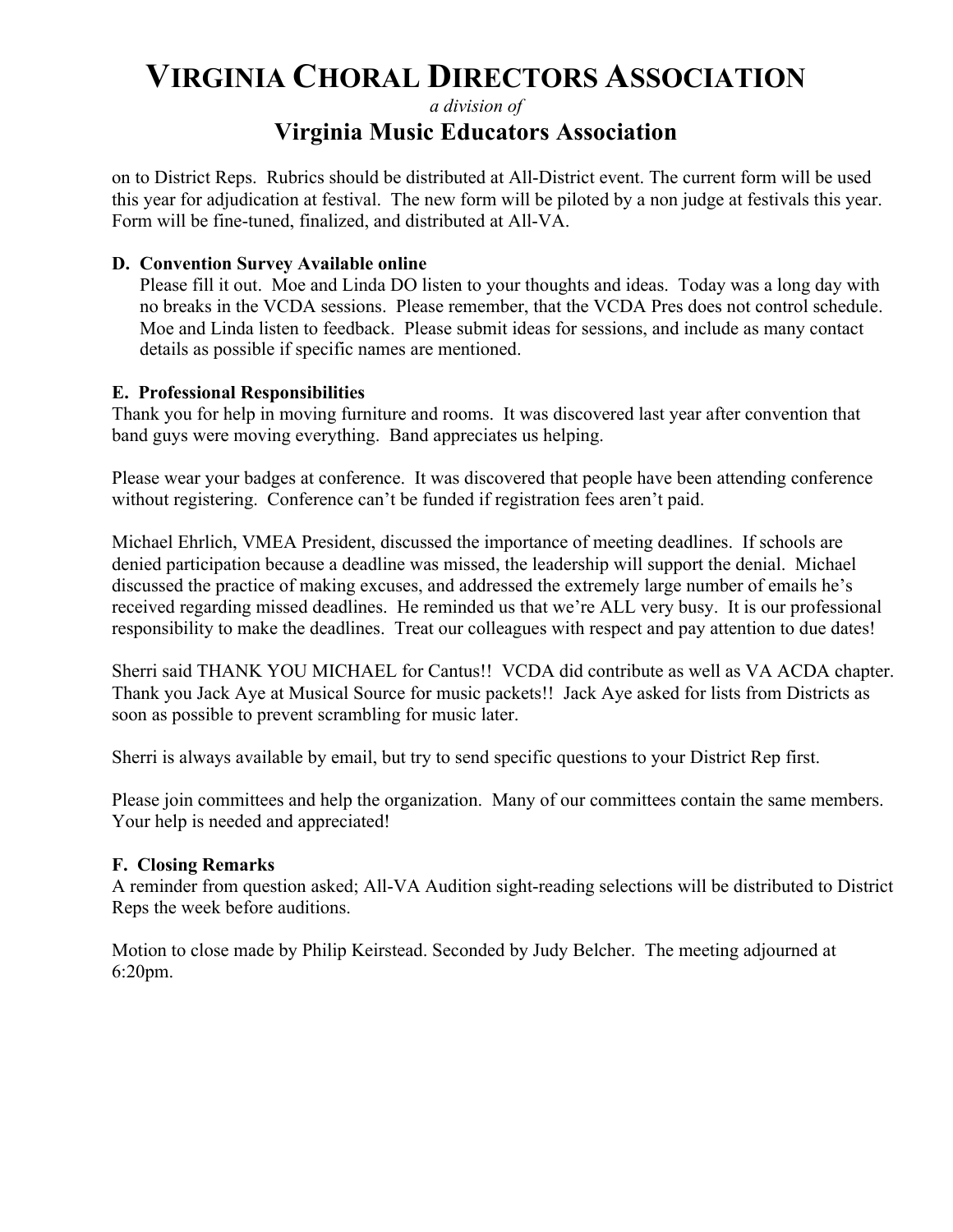on to District Reps. Rubrics should be distributed at All-District event. The current form will be used this year for adjudication at festival. The new form will be piloted by a non judge at festivals this year. Form will be fine-tuned, finalized, and distributed at All-VA.

**D. Convention Survey Available online**

Please fill it out. Moe and Linda DO listen to your thoughts and ideas. Today was a long day with no breaks in the VCDA sessions. Please remember, that the VCDA Pres does not control schedule. Moe and Linda listen to feedback. Please submit ideas for sessions, and include as many contact details as possible if specific names are mentioned.

**E. Professional Responsibilities**

Thank you for help in moving furniture and rooms. It was discovered last year after convention that band guys were moving everything. Band appreciates us helping.

Please wear your badges at conference. It was discovered that people have been attending conference without registering. Conference can't be funded if registration fees aren't paid.

Michael Ehrlich, VMEA President, discussed the importance of meeting deadlines. If schools are denied participation because a deadline was missed, the leadership will support the denial. Michael discussed the practice of making excuses, and addressed the extremely large number of emails he's received regarding missed deadlines. He reminded us that we're ALL very busy. It is our professional responsibility to make the deadlines. Treat our colleagues with respect and pay attention to due dates!

Sherri said THANK YOU MICHAEL for Cantus!! VCDA did contribute as well as VA ACDA chapter. Thank you Jack Aye at Musical Source for music packets!! Jack Aye asked for lists from Districts as soon as possible to prevent scrambling for music later.

Sherri is always available by email, but try to send specific questions to your District Rep first.

Please join committees and help the organization. Many of our committees contain the same members. Your help is needed and appreciated!

**F. Closing Remarks**

A reminder from question asked; All-VA Audition sight-reading selections will be distributed to District Reps the week before auditions.

Motion to close made by Philip Keirstead. Seconded by Judy Belcher. The meeting adjourned at 6:20pm.